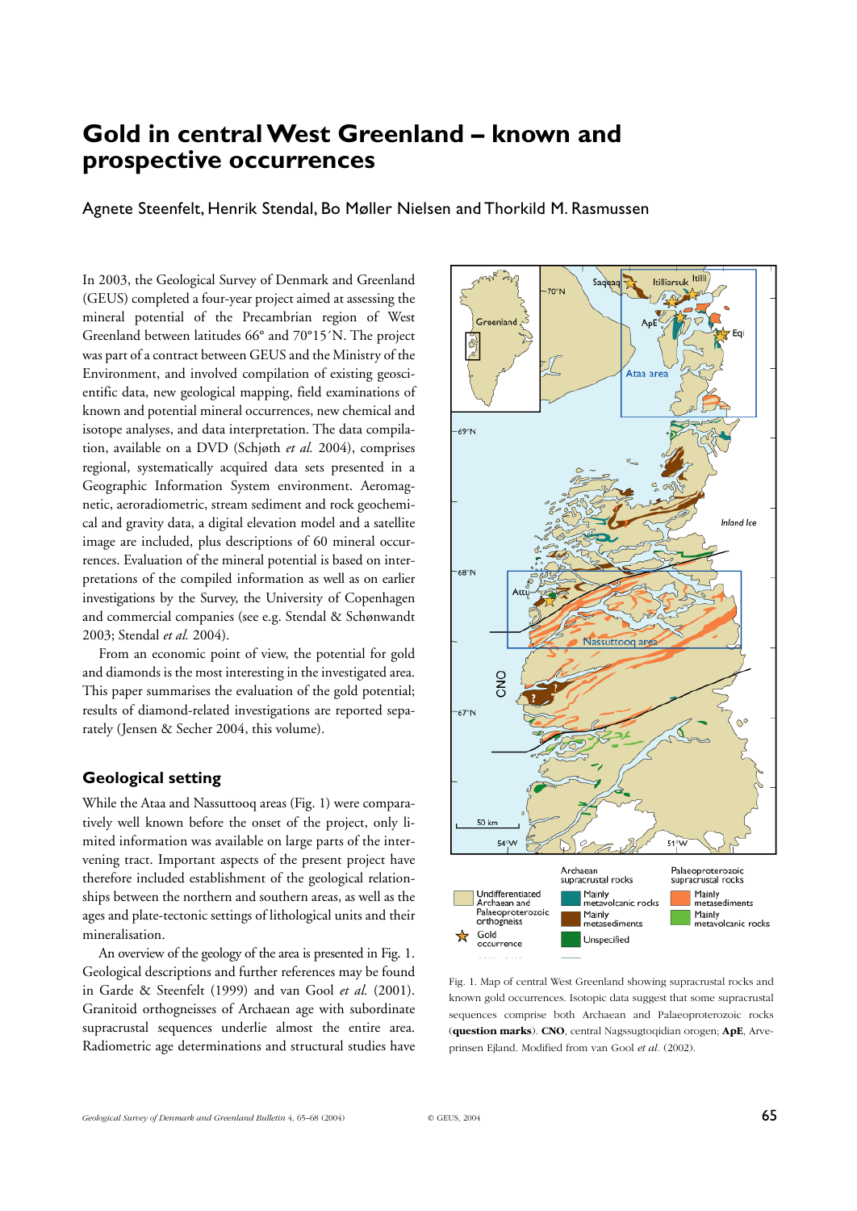# Gold in central West Greenland – known and prospective occurrences

Agnete Steenfelt, Henrik Stendal, Bo Møller Nielsen and Thorkild M. Rasmussen

In 2003, the Geological Survey of Denmark and Greenland (GEUS) completed a four-year project aimed at assessing the mineral potential of the Precambrian region of West Greenland between latitudes 66° and 70°15´N. The project was part of a contract between GEUS and the Ministry of the Environment, and involved compilation of existing geoscientific data, new geological mapping, field examinations of known and potential mineral occurrences, new chemical and isotope analyses, and data interpretation. The data compilation, available on a DVD (Schjøth *et al.* 2004), comprises regional, systematically acquired data sets presented in a Geographic Information System environment. Aeromagnetic, aeroradiometric, stream sediment and rock geochemical and gravity data, a digital elevation model and a satellite image are included, plus descriptions of 60 mineral occurrences. Evaluation of the mineral potential is based on interpretations of the compiled information as well as on earlier investigations by the Survey, the University of Copenhagen and commercial companies (see e.g. Stendal & Schønwandt 2003; Stendal *et al.* 2004).

From an economic point of view, the potential for gold and diamonds is the most interesting in the investigated area. This paper summarises the evaluation of the gold potential; results of diamond-related investigations are reported separately (Jensen & Secher 2004, this volume).

## Geological setting

While the Ataa and Nassuttooq areas (Fig. 1) were comparatively well known before the onset of the project, only limited information was available on large parts of the intervening tract. Important aspects of the present project have therefore included establishment of the geological relationships between the northern and southern areas, as well as the ages and plate-tectonic settings of lithological units and their mineralisation.

An overview of the geology of the area is presented in Fig. 1. Geological descriptions and further references may be found in Garde & Steenfelt (1999) and van Gool *et al.* (2001). Granitoid orthogneisses of Archaean age with subordinate supracrustal sequences underlie almost the entire area. Radiometric age determinations and structural studies have

Fig. 1. Map of central West Greenland showing supracrustal rocks and known gold occurrences. Isotopic data suggest that some supracrustal sequences comprise both Archaean and Palaeoproterozoic rocks (**question marks**). **CNO**, central Nagssugtoqidian orogen; **ApE**, Arveprinsen Ejland. Modified from van Gool *et al.* (2002).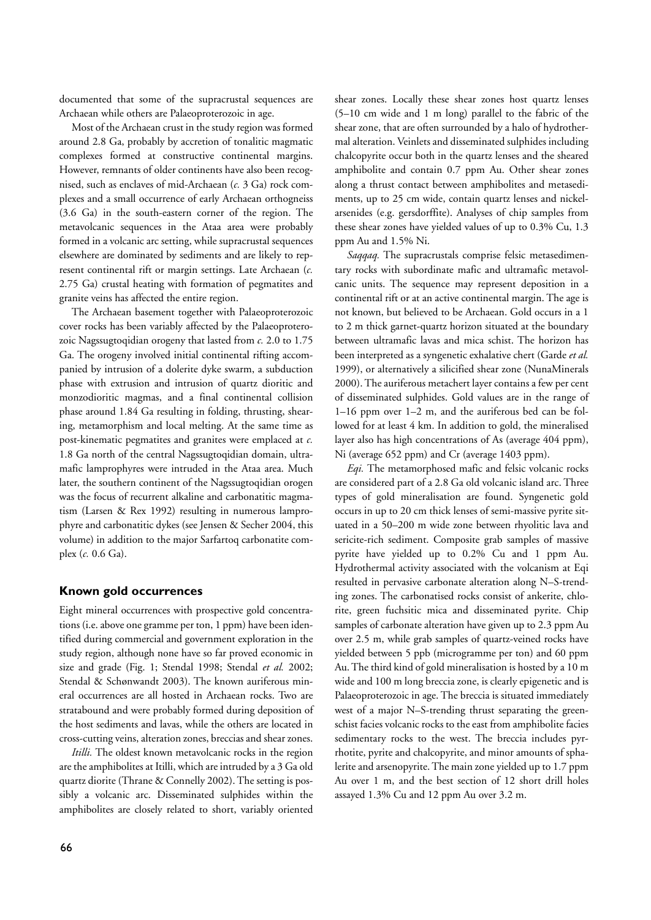documented that some of the supracrustal sequences are Archaean while others are Palaeoproterozoic in age.

Most of the Archaean crust in the study region was formed around 2.8 Ga, probably by accretion of tonalitic magmatic complexes formed at constructive continental margins. However, remnants of older continents have also been recognised, such as enclaves of mid-Archaean (*c.* 3 Ga) rock complexes and a small occurrence of early Archaean orthogneiss (3.6 Ga) in the south-eastern corner of the region. The metavolcanic sequences in the Ataa area were probably formed in a volcanic arc setting, while supracrustal sequences elsewhere are dominated by sediments and are likely to represent continental rift or margin settings. Late Archaean (*c.* 2.75 Ga) crustal heating with formation of pegmatites and granite veins has affected the entire region.

The Archaean basement together with Palaeoproterozoic cover rocks has been variably affected by the Palaeoproterozoic Nagssugtoqidian orogeny that lasted from *c.* 2.0 to 1.75 Ga. The orogeny involved initial continental rifting accompanied by intrusion of a dolerite dyke swarm, a subduction phase with extrusion and intrusion of quartz dioritic and monzodioritic magmas, and a final continental collision phase around 1.84 Ga resulting in folding, thrusting, shearing, metamorphism and local melting. At the same time as post-kinematic pegmatites and granites were emplaced at *c.* 1.8 Ga north of the central Nagssugtoqidian domain, ultramafic lamprophyres were intruded in the Ataa area. Much later, the southern continent of the Nagssugtoqidian orogen was the focus of recurrent alkaline and carbonatitic magmatism (Larsen & Rex 1992) resulting in numerous lamprophyre and carbonatitic dykes (see Jensen & Secher 2004, this volume) in addition to the major Sarfartoq carbonatite complex (*c.* 0.6 Ga).

## Known gold occurrences

Eight mineral occurrences with prospective gold concentrations (i.e. above one gramme per ton, 1 ppm) have been identified during commercial and government exploration in the study region, although none have so far proved economic in size and grade (Fig. 1; Stendal 1998; Stendal *et al.* 2002; Stendal & Schønwandt 2003). The known auriferous mineral occurrences are all hosted in Archaean rocks. Two are stratabound and were probably formed during deposition of the host sediments and lavas, while the others are located in cross-cutting veins, alteration zones, breccias and shear zones.

*Itilli.* The oldest known metavolcanic rocks in the region are the amphibolites at Itilli, which are intruded by a 3 Ga old quartz diorite (Thrane & Connelly 2002). The setting is possibly a volcanic arc. Disseminated sulphides within the amphibolites are closely related to short, variably oriented shear zones. Locally these shear zones host quartz lenses (5–10 cm wide and 1 m long) parallel to the fabric of the shear zone, that are often surrounded by a halo of hydrothermal alteration. Veinlets and disseminated sulphides including chalcopyrite occur both in the quartz lenses and the sheared amphibolite and contain 0.7 ppm Au. Other shear zones along a thrust contact between amphibolites and metasediments, up to 25 cm wide, contain quartz lenses and nickel-arsenides (e.g. gersdorffite). Analyses of chip samples from these shear zones have yielded values of up to 0.3% Cu, 1.3 ppm Au and 1.5% Ni.

*Saqqaq.* The supracrustals comprise felsic metasedimentary rocks with subordinate mafic and ultramafic metavolcanic units. The sequence may represent deposition in a continental rift or at an active continental margin. The age is not known, but believed to be Archaean. Gold occurs in a 1 to 2 m thick garnet-quartz horizon situated at the boundary between ultramafic lavas and mica schist. The horizon has been interpreted as a syngenetic exhalative chert (Garde *et al.* 1999), or alternatively a silicified shear zone (NunaMinerals 2000). The auriferous metachert layer contains a few per cent of disseminated sulphides. Gold values are in the range of 1–16 ppm over 1–2 m, and the auriferous bed can be followed for at least 4 km. In addition to gold, the mineralised layer also has high concentrations of As (average 404 ppm), Ni (average 652 ppm) and Cr (average 1403 ppm).

*Eqi.* The metamorphosed mafic and felsic volcanic rocks are considered part of a 2.8 Ga old volcanic island arc. Three types of gold mineralisation are found. Syngenetic gold occurs in up to 20 cm thick lenses of semi-massive pyrite situated in a 50–200 m wide zone between rhyolitic lava and sericite-rich sediment. Composite grab samples of massive pyrite have yielded up to 0.2% Cu and 1 ppm Au. Hydrothermal activity associated with the volcanism at Eqi resulted in pervasive carbonate alteration along N–S-trending zones. The carbonatised rocks consist of ankerite, chlorite, green fuchsitic mica and disseminated pyrite. Chip samples of carbonate alteration have given up to 2.3 ppm Au over 2.5 m, while grab samples of quartz-veined rocks have yielded between 5 ppb (microgramme per ton) and 60 ppm Au. The third kind of gold mineralisation is hosted by a 10 m wide and 100 m long breccia zone, is clearly epigenetic and is Palaeoproterozoic in age. The breccia is situated immediately west of a major N–S-trending thrust separating the greenschist facies volcanic rocks to the east from amphibolite facies sedimentary rocks to the west. The breccia includes pyrrhotite, pyrite and chalcopyrite, and minor amounts of sphalerite and arsenopyrite. The main zone yielded up to 1.7 ppm Au over 1 m, and the best section of 12 short drill holes assayed 1.3% Cu and 12 ppm Au over 3.2 m.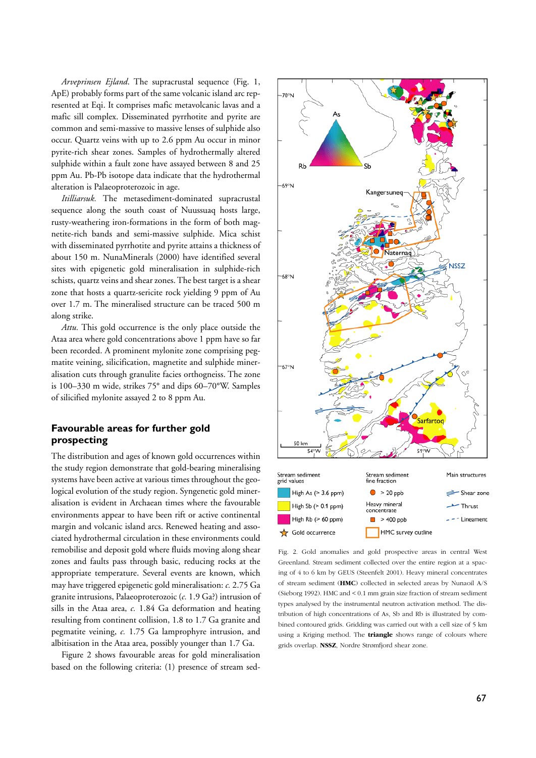*Arveprinsen Ejland*. The supracrustal sequence (Fig. 1, ApE) probably forms part of the same volcanic island arc represented at Eqi. It comprises mafic metavolcanic lavas and a mafic sill complex. Disseminated pyrrhotite and pyrite are common and semi-massive to massive lenses of sulphide also occur. Quartz veins with up to 2.6 ppm Au occur in minor pyrite-rich shear zones. Samples of hydrothermally altered sulphide within a fault zone have assayed between 8 and 25 ppm Au. Pb-Pb isotope data indicate that the hydrothermal alteration is Palaeoproterozoic in age.

*Itilliarsuk.* The metasediment-dominated supracrustal sequence along the south coast of Nuussuaq hosts large, rusty-weathering iron-formations in the form of both magnetite-rich bands and semi-massive sulphide. Mica schist with disseminated pyrrhotite and pyrite attains a thickness of about 150 m. NunaMinerals (2000) have identified several sites with epigenetic gold mineralisation in sulphide-rich schists, quartz veins and shear zones. The best target is a shear zone that hosts a quartz-sericite rock yielding 9 ppm of Au over 1.7 m. The mineralised structure can be traced 500 m along strike.

*Attu.* This gold occurrence is the only place outside the Ataa area where gold concentrations above 1 ppm have so far been recorded. A prominent mylonite zone comprising pegmatite veining, silicification, magnetite and sulphide mineralisation cuts through granulite facies orthogneiss. The zone is 100–330 m wide, strikes 75° and dips 60–70°W. Samples of silicified mylonite assayed 2 to 8 ppm Au.

## Favourable areas for further gold prospecting

The distribution and ages of known gold occurrences within the study region demonstrate that gold-bearing mineralising systems have been active at various times throughout the geological evolution of the study region. Syngenetic gold mineralisation is evident in Archaean times where the favourable environments appear to have been rift or active continental margin and volcanic island arcs. Renewed heating and associated hydrothermal circulation in these environments could remobilise and deposit gold where fluids moving along shear zones and faults pass through basic, reducing rocks at the appropriate temperature. Several events are known, which may have triggered epigenetic gold mineralisation: *c.* 2.75 Ga granite intrusions, Palaeoproterozoic (*c.* 1.9 Ga?) intrusion of sills in the Ataa area, *c.* 1.84 Ga deformation and heating resulting from continent collision, 1.8 to 1.7 Ga granite and pegmatite veining, *c.* 1.75 Ga lamprophyre intrusion, and albitisation in the Ataa area, possibly younger than 1.7 Ga.

Figure 2 shows favourable areas for gold mineralisation based on the following criteria: (1) presence of stream sed-

Fig. 2. Gold anomalies and gold prospective areas in central West Greenland. Stream sediment collected over the entire region at a spacing of 4 to 6 km by GEUS (Steenfelt 2001). Heavy mineral concentrates of stream sediment (**HMC**) collected in selected areas by Nunaoil A/S (Sieborg 1992). HMC and < 0.1 mm grain size fraction of stream sediment types analysed by the instrumental neutron activation method. The distribution of high concentrations of As, Sb and Rb is illustrated by combined contoured grids. Gridding was carried out with a cell size of 5 km using a Kriging method. The **triangle** shows range of colours where grids overlap. **NSSZ**, Nordre Strømfjord shear zone.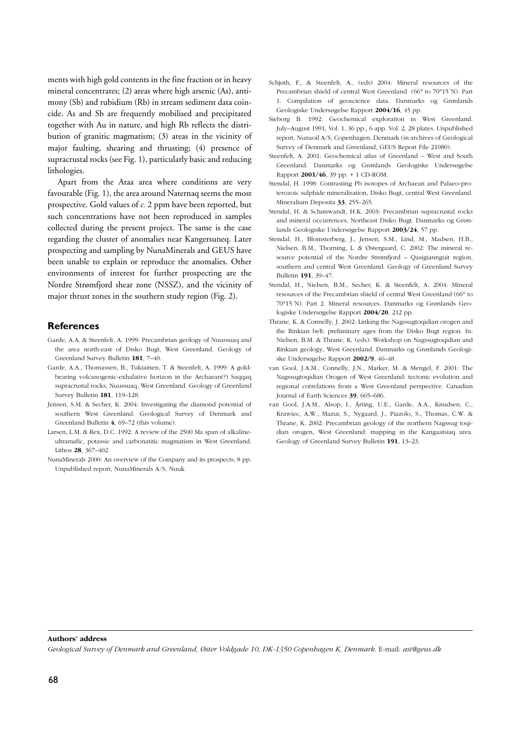ments with high gold contents in the fine fraction or in heavy mineral concentrates; (2) areas where high arsenic (As), antimony (Sb) and rubidium (Rb) in stream sediment data coincide. As and Sb are frequently mobilised and precipitated together with Au in nature, and high Rb reflects the distribution of granitic magmatism; (3) areas in the vicinity of major faulting, shearing and thrusting; (4) presence of supracrustal rocks (see Fig. 1), particularly basic and reducing lithologies.

Apart from the Ataa area where conditions are very favourable (Fig. 1), the area around Naternaq seems the most prospective. Gold values of *c.* 2 ppm have been reported, but such concentrations have not been reproduced in samples collected during the present project. The same is the case regarding the cluster of anomalies near Kangersuneq. Later prospecting and sampling by NunaMinerals and GEUS have been unable to explain or reproduce the anomalies. Other environments of interest for further prospecting are the Nordre Strømfjord shear zone (NSSZ), and the vicinity of major thrust zones in the southern study region (Fig. 2).

## References

Garde, A.A. & Steenfelt, A. 1999: Precambrian geology of Nuussuaq and the area north-east of Disko Bugt, West Greenland. Geology of Greenland Survey Bulletin **181**, 7–40.

Garde, A.A., Thomassen, B., Tukiainen, T. & Steenfelt, A. 1999: A gold-bearing volcanogenic-exhalative horizon in the Archaean(?) Saqqaq supracrustal rocks, Nuussuaq, West Greenland. Geology of Greenland Survey Bulletin **181**, 119–128.

Jensen, S.M. & Secher, K. 2004: Investigating the diamond potential of southern West Greenland. Geological Survey of Denmark and Greenland Bulletin **4**, 69–72 (this volume).

Larsen, L.M. & Rex, D.C. 1992: A review of the 2500 Ma span of alkaline-ultramafic, potassic and carbonatitic magmatism in West Greenland. Lithos **28**, 367–402.

NunaMinerals 2000: An overview of the Company and its prospects, 8 pp. Unpublished report, NunaMinerals A/S, Nuuk.

Schjøth, F., & Steenfelt, A., (eds) 2004: Mineral resources of the Precambrian shield of central West Greenland (66° to 70°15´N). Part 1. Compilation of geoscience data. Danmarks og Grønlands Geologiske Undersøgelse Rapport **2004/16**, 45 pp.

Sieborg B. 1992: Geochemical exploration in West Greenland. July–August 1991, Vol. 1, 36 pp., 6 app. Vol. 2, 28 plates. Unpublished report, Nunaoil A/S, Copenhagen, Denmark (in archives of Geological Survey of Denmark and Greenland, GEUS Report File 21080).

Steenfelt, A. 2001: Geochemical atlas of Greenland – West and South Greenland. Danmarks og Grønlands Geologiske Undersøgelse Rapport **2001/46**, 39 pp. + 1 CD-ROM.

Stendal, H. 1998: Contrasting Pb isotopes of Archaean and Palaeo-proterozoic sulphide mineralisation, Disko Bugt, central West Greenland. Mineralium Deposita **33**, 255–265.

Stendal, H. & Schønwandt, H.K. 2003: Precambrian supracrustal rocks and mineral occurrences, Northeast Disko Bugt. Danmarks og Grønlands Geologiske Undersøgelse Rapport **2003/24**, 57 pp.

Stendal, H., Blomsterberg, J., Jensen, S.M., Lind, M., Madsen, H.B., Nielsen, B.M., Thorning, L. & Østergaard, C. 2002: The mineral resource potential of the Nordre Strømfjord – Qasigiannguit region, southern and central West Greenland. Geology of Greenland Survey Bulletin **191**, 39–47.

Stendal, H., Nielsen, B.M., Secher, K. & Steenfelt, A. 2004: Mineral resources of the Precambrian shield of central West Greenland (66° to 70°15´N). Part 2. Mineral resources. Danmarks og Grønlands Geologiske Undersøgelse Rapport **2004/20**, 212 pp.

Thrane, K. & Connelly, J. 2002: Linking the Nagssugtoqidian orogen and the Rinkian belt: preliminary ages from the Disko Bugt region. In: Nielsen, B.M. & Thrane, K. (eds): Workshop on Nagssugtoqidian and Rinkian geology, West Greenland. Danmarks og Grønlands Geologiske Undersøgelse Rapport **2002/9**, 46–48.

van Gool, J.A.M., Connelly, J.N., Marker, M. & Mengel, F. 2001: The Nagssugtoqidian Orogen of West Greenland: tectonic evolution and regional correlations from a West Greenland perspective. Canadian Journal of Earth Sciences **39**, 665–686.

van Gool, J.A.M., Alsop, I., Árting, U.E., Garde, A.A., Knudsen, C., Krawiec, A.W., Mazur, S., Nygaard, J., Piazolo, S., Thomas, C.W. & Thrane, K. 2002: Precambrian geology of the northern Nagssug toqidian orogen, West Greenland: mapping in the Kangaatsiaq area. Geology of Greenland Survey Bulletin **191**, 13–23.

**Authors' address**

*Geological Survey of Denmark and Greenland, Øster Voldgade 10, DK-1350 Copenhagen K, Denmark.* E-mail*: ast@geus.dk*